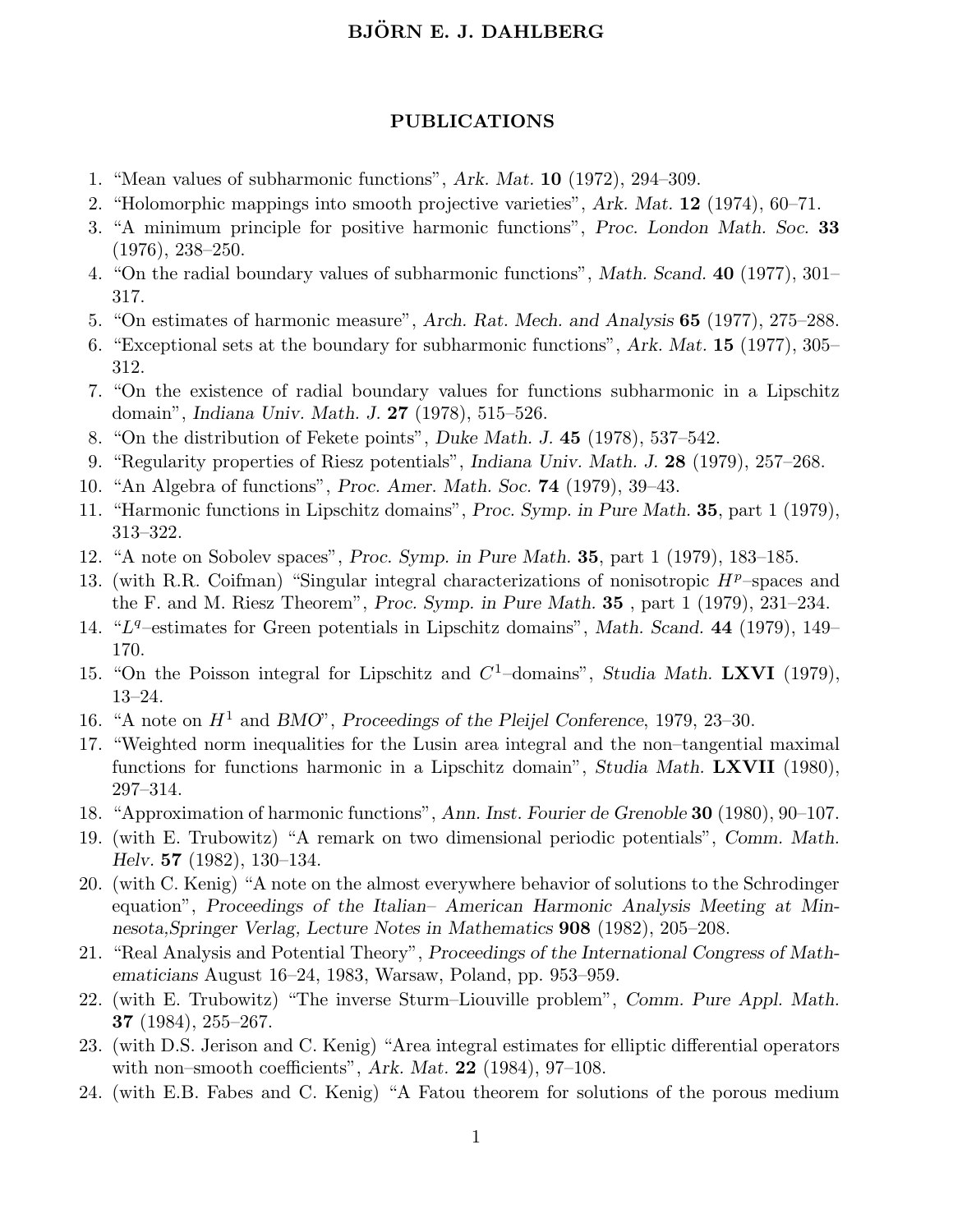# BJÖRN E. J. DAHLBERG

## PUBLICATIONS

1. "Mean values of subharmonic functions", *Ark. Mat.* **10** (1972), 294–309.
2. "Holomorphic mappings into smooth projective varieties", *Ark. Mat.* **12** (1974), 60–71.
3. "A minimum principle for positive harmonic functions", *Proc. London Math. Soc.* **33** (1976), 238–250.
4. "On the radial boundary values of subharmonic functions", *Math. Scand.* **40** (1977), 301–317.
5. "On estimates of harmonic measure", *Arch. Rat. Mech. and Analysis* **65** (1977), 275–288.
6. "Exceptional sets at the boundary for subharmonic functions", *Ark. Mat.* **15** (1977), 305–312.
7. "On the existence of radial boundary values for functions subharmonic in a Lipschitz domain", *Indiana Univ. Math. J.* **27** (1978), 515–526.
8. "On the distribution of Fekete points", *Duke Math. J.* **45** (1978), 537–542.
9. "Regularity properties of Riesz potentials", *Indiana Univ. Math. J.* **28** (1979), 257–268.
10. "An Algebra of functions", *Proc. Amer. Math. Soc.* **74** (1979), 39–43.
11. "Harmonic functions in Lipschitz domains", *Proc. Symp. in Pure Math.* **35**, part 1 (1979), 313–322.
12. "A note on Sobolev spaces", *Proc. Symp. in Pure Math.* **35**, part 1 (1979), 183–185.
13. (with R.R. Coifman) "Singular integral characterizations of nonisotropic $H^p$–spaces and the F. and M. Riesz Theorem", *Proc. Symp. in Pure Math.* **35** , part 1 (1979), 231–234.
14. "$L^q$–estimates for Green potentials in Lipschitz domains", *Math. Scand.* **44** (1979), 149–170.
15. "On the Poisson integral for Lipschitz and $C^1$–domains", *Studia Math.* **LXVI** (1979), 13–24.
16. "A note on $H^1$ and *BMO*", *Proceedings of the Pleijel Conference*, 1979, 23–30.
17. "Weighted norm inequalities for the Lusin area integral and the non–tangential maximal functions for functions harmonic in a Lipschitz domain", *Studia Math.* **LXVII** (1980), 297–314.
18. "Approximation of harmonic functions", *Ann. Inst. Fourier de Grenoble* **30** (1980), 90–107.
19. (with E. Trubowitz) "A remark on two dimensional periodic potentials", *Comm. Math. Helv.* **57** (1982), 130–134.
20. (with C. Kenig) "A note on the almost everywhere behavior of solutions to the Schrodinger equation", *Proceedings of the Italian– American Harmonic Analysis Meeting at Minnesota,Springer Verlag, Lecture Notes in Mathematics* **908** (1982), 205–208.
21. "Real Analysis and Potential Theory", *Proceedings of the International Congress of Mathematicians* August 16–24, 1983, Warsaw, Poland, pp. 953–959.
22. (with E. Trubowitz) "The inverse Sturm–Liouville problem", *Comm. Pure Appl. Math.* **37** (1984), 255–267.
23. (with D.S. Jerison and C. Kenig) "Area integral estimates for elliptic differential operators with non–smooth coefficients", *Ark. Mat.* **22** (1984), 97–108.
24. (with E.B. Fabes and C. Kenig) "A Fatou theorem for solutions of the porous medium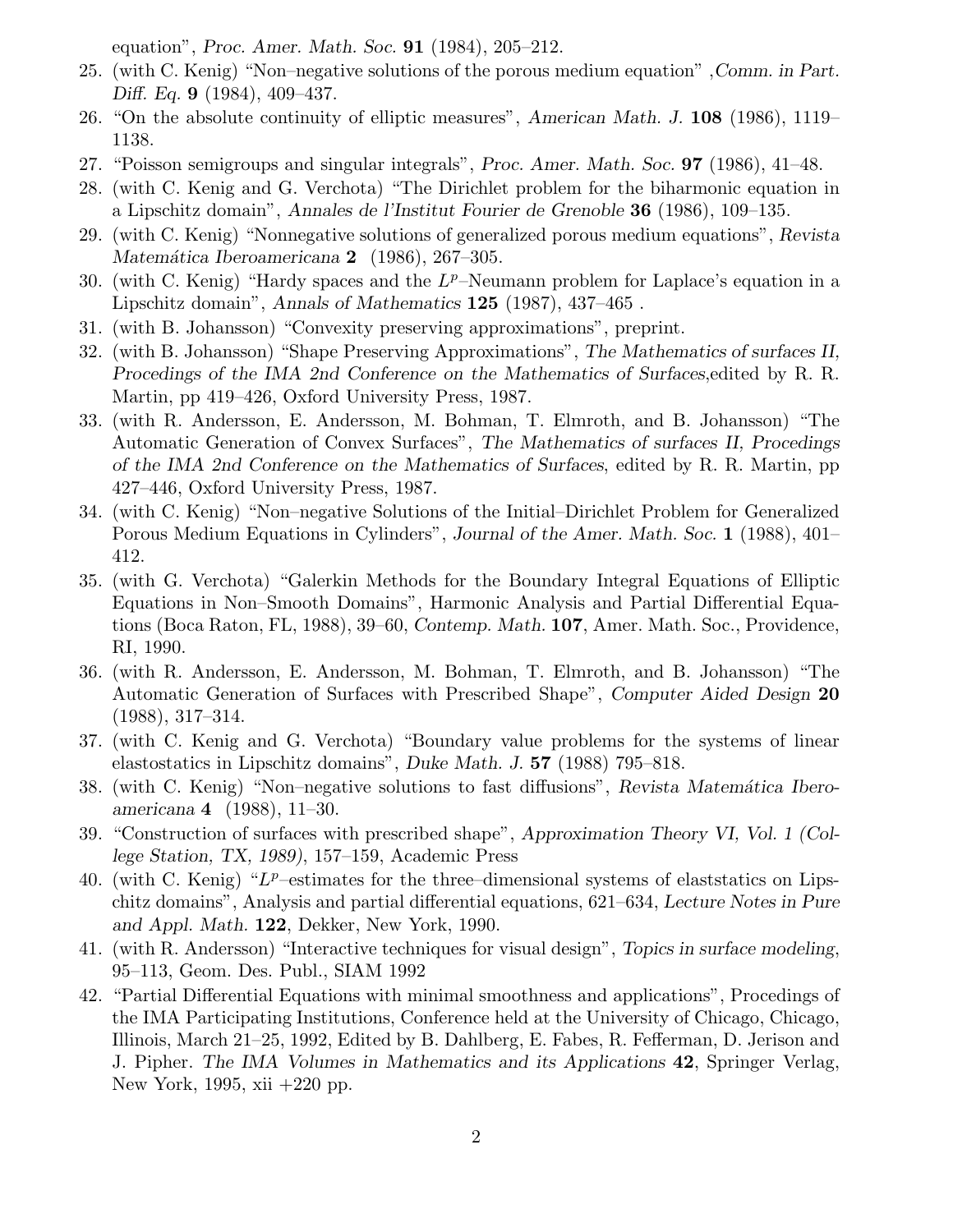equation", *Proc. Amer. Math. Soc.* **91** (1984), 205–212.

25. (with C. Kenig) "Non–negative solutions of the porous medium equation" ,*Comm. in Part. Diff. Eq.* **9** (1984), 409–437.
26. "On the absolute continuity of elliptic measures", *American Math. J.* **108** (1986), 1119–1138.
27. "Poisson semigroups and singular integrals", *Proc. Amer. Math. Soc.* **97** (1986), 41–48.
28. (with C. Kenig and G. Verchota) "The Dirichlet problem for the biharmonic equation in a Lipschitz domain", *Annales de l'Institut Fourier de Grenoble* **36** (1986), 109–135.
29. (with C. Kenig) "Nonnegative solutions of generalized porous medium equations", *Revista Matemática Iberoamericana* **2** (1986), 267–305.
30. (with C. Kenig) "Hardy spaces and the $L^p$–Neumann problem for Laplace's equation in a Lipschitz domain", *Annals of Mathematics* **125** (1987), 437–465 .
31. (with B. Johansson) "Convexity preserving approximations", preprint.
32. (with B. Johansson) "Shape Preserving Approximations", *The Mathematics of surfaces II, Procedings of the IMA 2nd Conference on the Mathematics of Surfaces*,edited by R. R. Martin, pp 419–426, Oxford University Press, 1987.
33. (with R. Andersson, E. Andersson, M. Bohman, T. Elmroth, and B. Johansson) "The Automatic Generation of Convex Surfaces", *The Mathematics of surfaces II, Procedings of the IMA 2nd Conference on the Mathematics of Surfaces*, edited by R. R. Martin, pp 427–446, Oxford University Press, 1987.
34. (with C. Kenig) "Non–negative Solutions of the Initial–Dirichlet Problem for Generalized Porous Medium Equations in Cylinders", *Journal of the Amer. Math. Soc.* **1** (1988), 401–412.
35. (with G. Verchota) "Galerkin Methods for the Boundary Integral Equations of Elliptic Equations in Non–Smooth Domains", Harmonic Analysis and Partial Differential Equations (Boca Raton, FL, 1988), 39–60, *Contemp. Math.* **107**, Amer. Math. Soc., Providence, RI, 1990.
36. (with R. Andersson, E. Andersson, M. Bohman, T. Elmroth, and B. Johansson) "The Automatic Generation of Surfaces with Prescribed Shape", *Computer Aided Design* **20** (1988), 317–314.
37. (with C. Kenig and G. Verchota) "Boundary value problems for the systems of linear elastostatics in Lipschitz domains", *Duke Math. J.* **57** (1988) 795–818.
38. (with C. Kenig) "Non–negative solutions to fast diffusions", *Revista Matemática Iberoamericana* **4** (1988), 11–30.
39. "Construction of surfaces with prescribed shape", *Approximation Theory VI, Vol. 1 (College Station, TX, 1989)*, 157–159, Academic Press
40. (with C. Kenig) "$L^p$–estimates for the three–dimensional systems of elaststatics on Lipschitz domains", Analysis and partial differential equations, 621–634, *Lecture Notes in Pure and Appl. Math.* **122**, Dekker, New York, 1990.
41. (with R. Andersson) "Interactive techniques for visual design", *Topics in surface modeling*, 95–113, Geom. Des. Publ., SIAM 1992
42. "Partial Differential Equations with minimal smoothness and applications", Procedings of the IMA Participating Institutions, Conference held at the University of Chicago, Chicago, Illinois, March 21–25, 1992, Edited by B. Dahlberg, E. Fabes, R. Fefferman, D. Jerison and J. Pipher. *The IMA Volumes in Mathematics and its Applications* **42**, Springer Verlag, New York, 1995, xii +220 pp.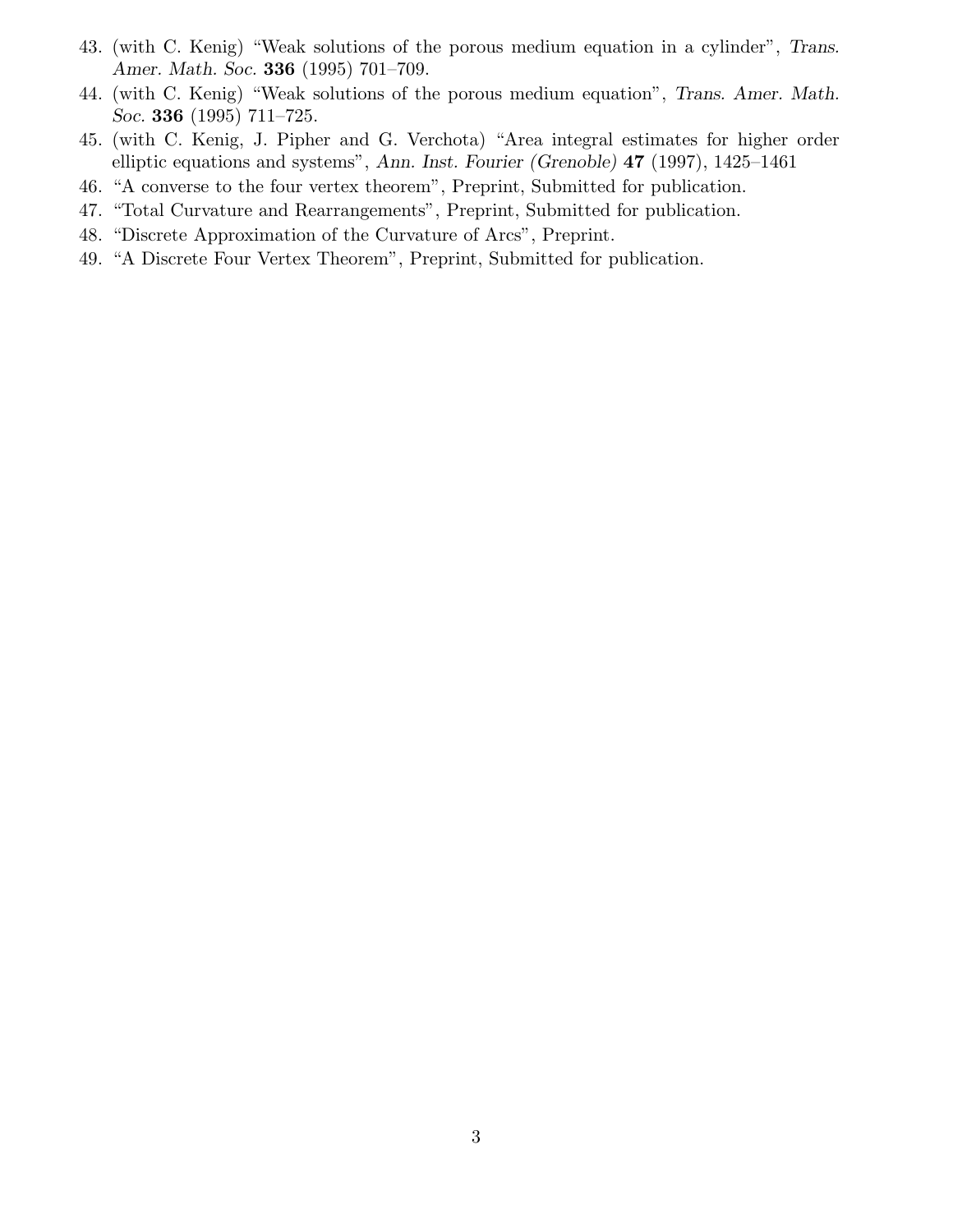43. (with C. Kenig) “Weak solutions of the porous medium equation in a cylinder”, *Trans. Amer. Math. Soc.* **336** (1995) 701–709.
44. (with C. Kenig) “Weak solutions of the porous medium equation”, *Trans. Amer. Math. Soc.* **336** (1995) 711–725.
45. (with C. Kenig, J. Pipher and G. Verchota) “Area integral estimates for higher order elliptic equations and systems”, *Ann. Inst. Fourier (Grenoble)* **47** (1997), 1425–1461
46. “A converse to the four vertex theorem”, Preprint, Submitted for publication.
47. “Total Curvature and Rearrangements”, Preprint, Submitted for publication.
48. “Discrete Approximation of the Curvature of Arcs”, Preprint.
49. “A Discrete Four Vertex Theorem”, Preprint, Submitted for publication.